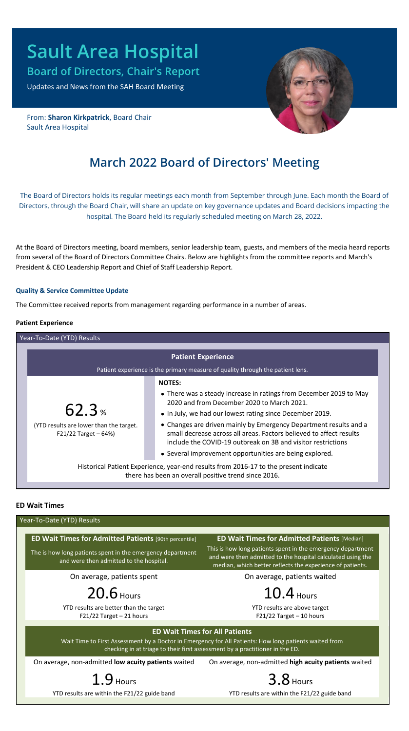# Sault Area Hospital

## Board of Directors, Chair's Report

Updates and News from the SAH Board Meeting

From: **Sharon Kirkpatrick**, Board Chair
Sault Area Hospital

## March 2022 Board of Directors' Meeting

The Board of Directors holds its regular meetings each month from September through June. Each month the Board of Directors, through the Board Chair, will share an update on key governance updates and Board decisions impacting the hospital. The Board held its regularly scheduled meeting on March 28, 2022.

At the Board of Directors meeting, board members, senior leadership team, guests, and members of the media heard reports from several of the Board of Directors Committee Chairs. Below are highlights from the committee reports and March's President & CEO Leadership Report and Chief of Staff Leadership Report.

### Quality & Service Committee Update

The Committee received reports from management regarding performance in a number of areas.

#### Patient Experience

Year-To-Date (YTD) Results

**Patient Experience**

Patient experience is the primary measure of quality through the patient lens.

62.3 %

(YTD results are lower than the target. F21/22 Target – 64%)

**NOTES:**

- There was a steady increase in ratings from December 2019 to May 2020 and from December 2020 to March 2021.
- In July, we had our lowest rating since December 2019.
- Changes are driven mainly by Emergency Department results and a small decrease across all areas. Factors believed to affect results include the COVID-19 outbreak on 3B and visitor restrictions
- Several improvement opportunities are being explored.

Historical Patient Experience, year-end results from 2016-17 to the present indicate there has been an overall positive trend since 2016.

#### ED Wait Times

Year-To-Date (YTD) Results

| **ED Wait Times for Admitted Patients** [90th percentile] | **ED Wait Times for Admitted Patients** [Median] |
|---|---|
| The is how long patients spent in the emergency department and were then admitted to the hospital. | This is how long patients spent in the emergency department and were then admitted to the hospital calculated using the median, which better reflects the experience of patients. |
| On average, patients spent | On average, patients waited |
| 20.6 Hours | 10.4 Hours |
| YTD results are better than the target<br>F21/22 Target – 21 hours | YTD results are above target<br>F21/22 Target – 10 hours |

**ED Wait Times for All Patients**

Wait Time to First Assessment by a Doctor in Emergency for All Patients: How long patients waited from checking in at triage to their first assessment by a practitioner in the ED.

| On average, non-admitted **low acuity patients** waited | On average, non-admitted **high acuity patients** waited |
|---|---|
| 1.9 Hours | 3.8 Hours |
| YTD results are within the F21/22 guide band | YTD results are within the F21/22 guide band |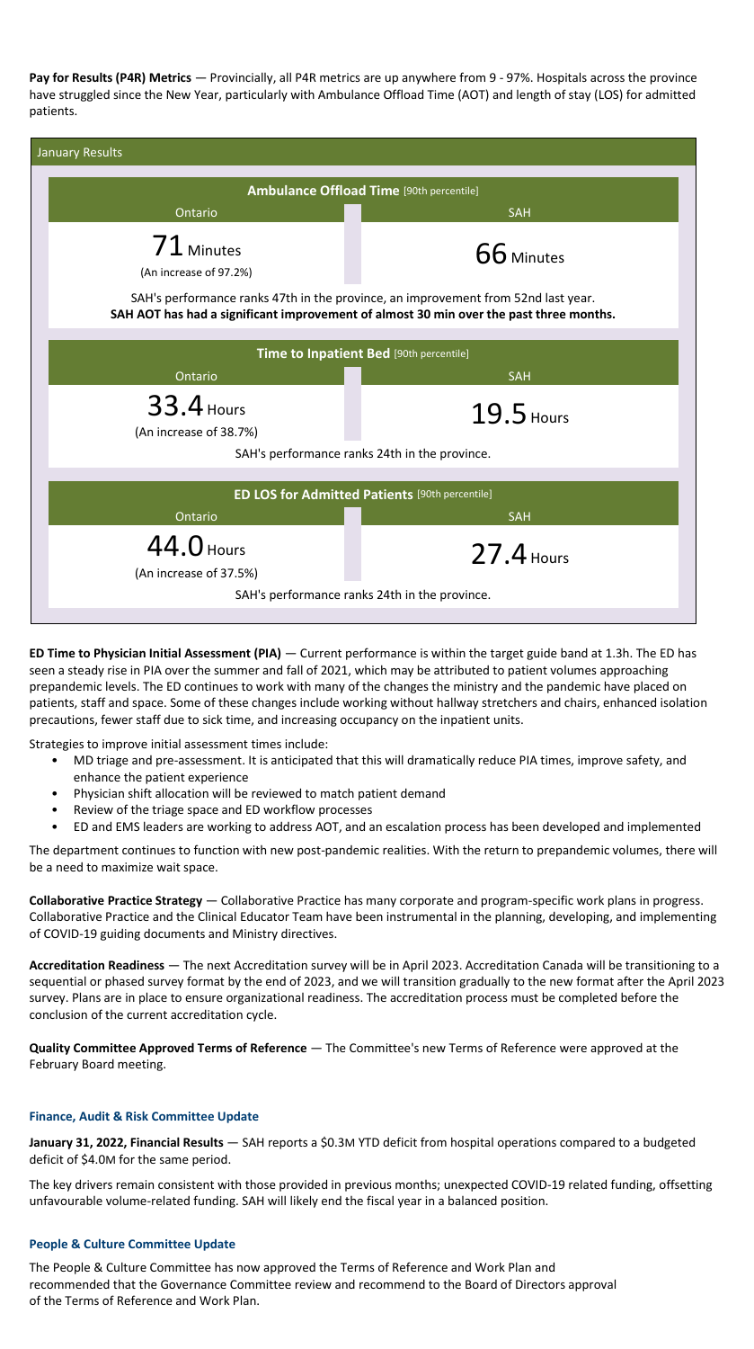**Pay for Results (P4R) Metrics** — Provincially, all P4R metrics are up anywhere from 9 - 97%. Hospitals across the province have struggled since the New Year, particularly with Ambulance Offload Time (AOT) and length of stay (LOS) for admitted patients.

**January Results**

| Ambulance Offload Time [90th percentile] | |
|---|---|
| Ontario | SAH |
| 71 Minutes (An increase of 97.2%) | 66 Minutes |

SAH's performance ranks 47th in the province, an improvement from 52nd last year.
**SAH AOT has had a significant improvement of almost 30 min over the past three months.**

| Time to Inpatient Bed [90th percentile] | |
|---|---|
| Ontario | SAH |
| 33.4 Hours (An increase of 38.7%) | 19.5 Hours |

SAH's performance ranks 24th in the province.

| ED LOS for Admitted Patients [90th percentile] | |
|---|---|
| Ontario | SAH |
| 44.0 Hours (An increase of 37.5%) | 27.4 Hours |

SAH's performance ranks 24th in the province.

**ED Time to Physician Initial Assessment (PIA)** — Current performance is within the target guide band at 1.3h. The ED has seen a steady rise in PIA over the summer and fall of 2021, which may be attributed to patient volumes approaching prepandemic levels. The ED continues to work with many of the changes the ministry and the pandemic have placed on patients, staff and space. Some of these changes include working without hallway stretchers and chairs, enhanced isolation precautions, fewer staff due to sick time, and increasing occupancy on the inpatient units.

Strategies to improve initial assessment times include:

- MD triage and pre-assessment. It is anticipated that this will dramatically reduce PIA times, improve safety, and enhance the patient experience
- Physician shift allocation will be reviewed to match patient demand
- Review of the triage space and ED workflow processes
- ED and EMS leaders are working to address AOT, and an escalation process has been developed and implemented

The department continues to function with new post-pandemic realities. With the return to prepandemic volumes, there will be a need to maximize wait space.

**Collaborative Practice Strategy** — Collaborative Practice has many corporate and program-specific work plans in progress. Collaborative Practice and the Clinical Educator Team have been instrumental in the planning, developing, and implementing of COVID-19 guiding documents and Ministry directives.

**Accreditation Readiness** — The next Accreditation survey will be in April 2023. Accreditation Canada will be transitioning to a sequential or phased survey format by the end of 2023, and we will transition gradually to the new format after the April 2023 survey. Plans are in place to ensure organizational readiness. The accreditation process must be completed before the conclusion of the current accreditation cycle.

**Quality Committee Approved Terms of Reference** — The Committee's new Terms of Reference were approved at the February Board meeting.

#### Finance, Audit & Risk Committee Update

**January 31, 2022, Financial Results** — SAH reports a $0.3M YTD deficit from hospital operations compared to a budgeted deficit of $4.0M for the same period.

The key drivers remain consistent with those provided in previous months; unexpected COVID-19 related funding, offsetting unfavourable volume-related funding. SAH will likely end the fiscal year in a balanced position.

#### People & Culture Committee Update

The People & Culture Committee has now approved the Terms of Reference and Work Plan and recommended that the Governance Committee review and recommend to the Board of Directors approval of the Terms of Reference and Work Plan.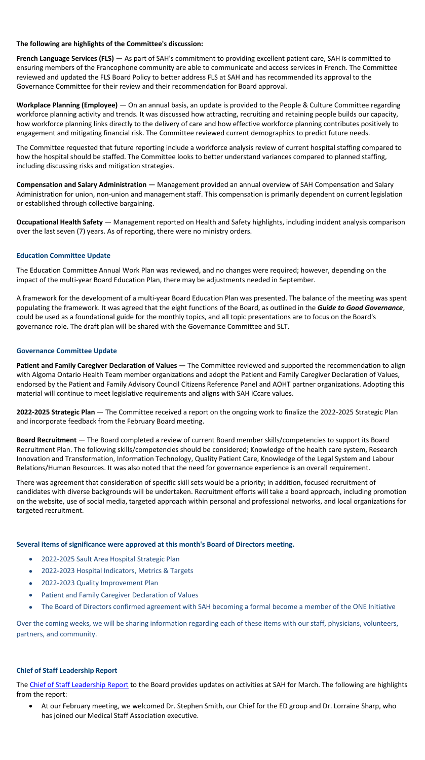**The following are highlights of the Committee's discussion:**

**French Language Services (FLS)** — As part of SAH's commitment to providing excellent patient care, SAH is committed to ensuring members of the Francophone community are able to communicate and access services in French. The Committee reviewed and updated the FLS Board Policy to better address FLS at SAH and has recommended its approval to the Governance Committee for their review and their recommendation for Board approval.

**Workplace Planning (Employee)** — On an annual basis, an update is provided to the People & Culture Committee regarding workforce planning activity and trends. It was discussed how attracting, recruiting and retaining people builds our capacity, how workforce planning links directly to the delivery of care and how effective workforce planning contributes positively to engagement and mitigating financial risk. The Committee reviewed current demographics to predict future needs.

The Committee requested that future reporting include a workforce analysis review of current hospital staffing compared to how the hospital should be staffed. The Committee looks to better understand variances compared to planned staffing, including discussing risks and mitigation strategies.

**Compensation and Salary Administration** — Management provided an annual overview of SAH Compensation and Salary Administration for union, non-union and management staff. This compensation is primarily dependent on current legislation or established through collective bargaining.

**Occupational Health Safety** — Management reported on Health and Safety highlights, including incident analysis comparison over the last seven (7) years. As of reporting, there were no ministry orders.

### Education Committee Update

The Education Committee Annual Work Plan was reviewed, and no changes were required; however, depending on the impact of the multi-year Board Education Plan, there may be adjustments needed in September.

A framework for the development of a multi-year Board Education Plan was presented. The balance of the meeting was spent populating the framework. It was agreed that the eight functions of the Board, as outlined in the ***Guide to Good Governance***, could be used as a foundational guide for the monthly topics, and all topic presentations are to focus on the Board's governance role. The draft plan will be shared with the Governance Committee and SLT.

### Governance Committee Update

**Patient and Family Caregiver Declaration of Values** — The Committee reviewed and supported the recommendation to align with Algoma Ontario Health Team member organizations and adopt the Patient and Family Caregiver Declaration of Values, endorsed by the Patient and Family Advisory Council Citizens Reference Panel and AOHT partner organizations. Adopting this material will continue to meet legislative requirements and aligns with SAH iCcare values.

**2022-2025 Strategic Plan** — The Committee received a report on the ongoing work to finalize the 2022-2025 Strategic Plan and incorporate feedback from the February Board meeting.

**Board Recruitment** — The Board completed a review of current Board member skills/competencies to support its Board Recruitment Plan. The following skills/competencies should be considered; Knowledge of the health care system, Research Innovation and Transformation, Information Technology, Quality Patient Care, Knowledge of the Legal System and Labour Relations/Human Resources. It was also noted that the need for governance experience is an overall requirement.

There was agreement that consideration of specific skill sets would be a priority; in addition, focused recruitment of candidates with diverse backgrounds will be undertaken. Recruitment efforts will take a board approach, including promotion on the website, use of social media, targeted approach within personal and professional networks, and local organizations for targeted recruitment.

### Several items of significance were approved at this month's Board of Directors meeting.

- 2022-2025 Sault Area Hospital Strategic Plan
- 2022-2023 Hospital Indicators, Metrics & Targets
- 2022-2023 Quality Improvement Plan
- Patient and Family Caregiver Declaration of Values
- The Board of Directors confirmed agreement with SAH becoming a formal become a member of the ONE Initiative

Over the coming weeks, we will be sharing information regarding each of these items with our staff, physicians, volunteers, partners, and community.

### Chief of Staff Leadership Report

The Chief of Staff Leadership Report to the Board provides updates on activities at SAH for March. The following are highlights from the report:

- At our February meeting, we welcomed Dr. Stephen Smith, our Chief for the ED group and Dr. Lorraine Sharp, who has joined our Medical Staff Association executive.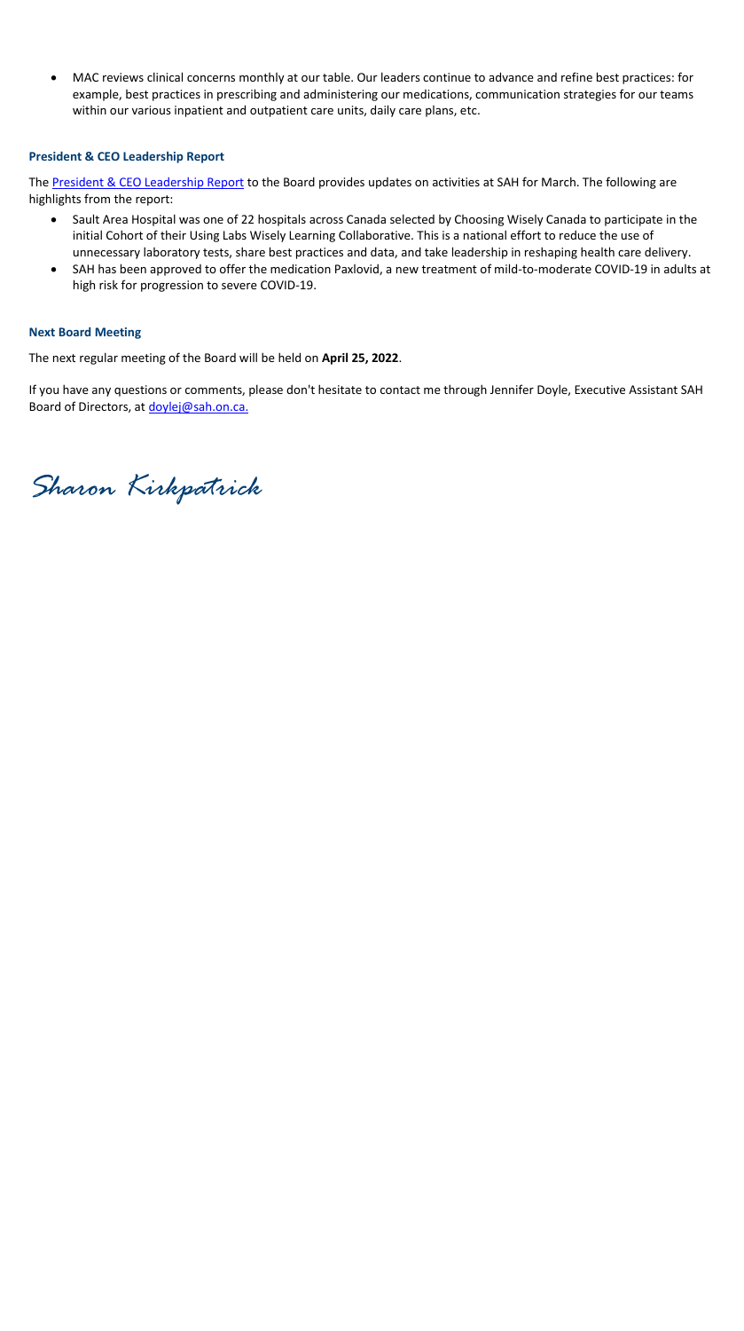- MAC reviews clinical concerns monthly at our table. Our leaders continue to advance and refine best practices: for example, best practices in prescribing and administering our medications, communication strategies for our teams within our various inpatient and outpatient care units, daily care plans, etc.

### President & CEO Leadership Report

The President & CEO Leadership Report to the Board provides updates on activities at SAH for March. The following are highlights from the report:

- Sault Area Hospital was one of 22 hospitals across Canada selected by Choosing Wisely Canada to participate in the initial Cohort of their Using Labs Wisely Learning Collaborative. This is a national effort to reduce the use of unnecessary laboratory tests, share best practices and data, and take leadership in reshaping health care delivery.
- SAH has been approved to offer the medication Paxlovid, a new treatment of mild-to-moderate COVID-19 in adults at high risk for progression to severe COVID-19.

### Next Board Meeting

The next regular meeting of the Board will be held on **April 25, 2022**.

If you have any questions or comments, please don't hesitate to contact me through Jennifer Doyle, Executive Assistant SAH Board of Directors, at doylej@sah.on.ca.

*Sharon Kirkpatrick*